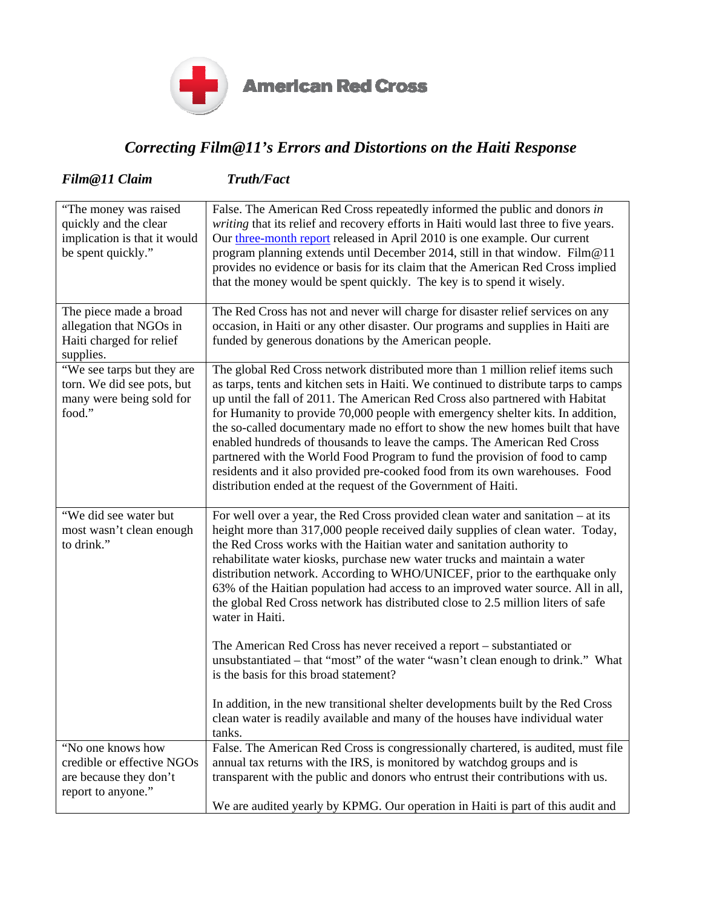American Red Cross

# *Correcting Film@11's Errors and Distortions on the Haiti Response*

| *Film@11 Claim* | *Truth/Fact* |
|---|---|
| "The money was raised quickly and the clear implication is that it would be spent quickly." | False. The American Red Cross repeatedly informed the public and donors *in writing* that its relief and recovery efforts in Haiti would last three to five years. Our three-month report released in April 2010 is one example. Our current program planning extends until December 2014, still in that window. Film@11 provides no evidence or basis for its claim that the American Red Cross implied that the money would be spent quickly. The key is to spend it wisely. |
| The piece made a broad allegation that NGOs in Haiti charged for relief supplies. | The Red Cross has not and never will charge for disaster relief services on any occasion, in Haiti or any other disaster. Our programs and supplies in Haiti are funded by generous donations by the American people. |
| "We see tarps but they are torn. We did see pots, but many were being sold for food." | The global Red Cross network distributed more than 1 million relief items such as tarps, tents and kitchen sets in Haiti. We continued to distribute tarps to camps up until the fall of 2011. The American Red Cross also partnered with Habitat for Humanity to provide 70,000 people with emergency shelter kits. In addition, the so-called documentary made no effort to show the new homes built that have enabled hundreds of thousands to leave the camps. The American Red Cross partnered with the World Food Program to fund the provision of food to camp residents and it also provided pre-cooked food from its own warehouses. Food distribution ended at the request of the Government of Haiti. |
| "We did see water but most wasn't clean enough to drink." | For well over a year, the Red Cross provided clean water and sanitation – at its height more than 317,000 people received daily supplies of clean water. Today, the Red Cross works with the Haitian water and sanitation authority to rehabilitate water kiosks, purchase new water trucks and maintain a water distribution network. According to WHO/UNICEF, prior to the earthquake only 63% of the Haitian population had access to an improved water source. All in all, the global Red Cross network has distributed close to 2.5 million liters of safe water in Haiti.<br><br>The American Red Cross has never received a report – substantiated or unsubstantiated – that "most" of the water "wasn't clean enough to drink." What is the basis for this broad statement?<br><br>In addition, in the new transitional shelter developments built by the Red Cross clean water is readily available and many of the houses have individual water tanks. |
| "No one knows how credible or effective NGOs are because they don't report to anyone." | False. The American Red Cross is congressionally chartered, is audited, must file annual tax returns with the IRS, is monitored by watchdog groups and is transparent with the public and donors who entrust their contributions with us.<br><br>We are audited yearly by KPMG. Our operation in Haiti is part of this audit and |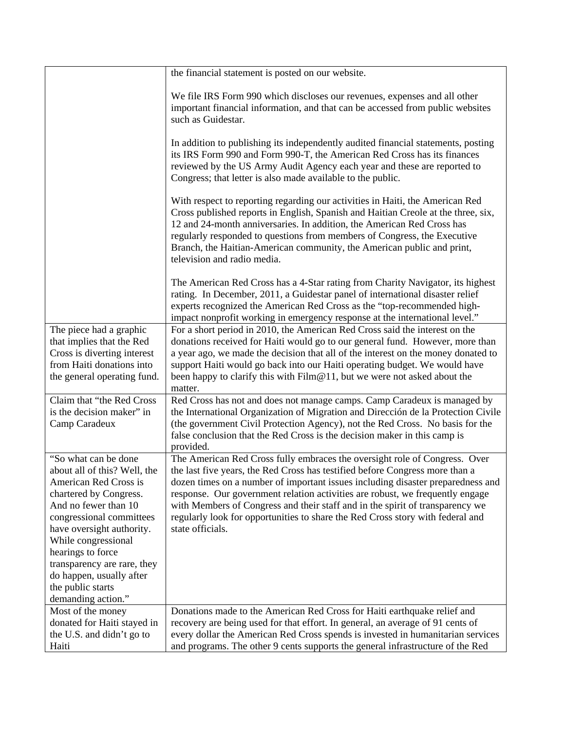| | |
|---|---|
| | the financial statement is posted on our website.<br><br>We file IRS Form 990 which discloses our revenues, expenses and all other important financial information, and that can be accessed from public websites such as Guidestar.<br><br>In addition to publishing its independently audited financial statements, posting its IRS Form 990 and Form 990-T, the American Red Cross has its finances reviewed by the US Army Audit Agency each year and these are reported to Congress; that letter is also made available to the public.<br><br>With respect to reporting regarding our activities in Haiti, the American Red Cross published reports in English, Spanish and Haitian Creole at the three, six, 12 and 24-month anniversaries. In addition, the American Red Cross has regularly responded to questions from members of Congress, the Executive Branch, the Haitian-American community, the American public and print, television and radio media.<br><br>The American Red Cross has a 4-Star rating from Charity Navigator, its highest rating. In December, 2011, a Guidestar panel of international disaster relief experts recognized the American Red Cross as the "top-recommended high-impact nonprofit working in emergency response at the international level." |
| The piece had a graphic that implies that the Red Cross is diverting interest from Haiti donations into the general operating fund. | For a short period in 2010, the American Red Cross said the interest on the donations received for Haiti would go to our general fund. However, more than a year ago, we made the decision that all of the interest on the money donated to support Haiti would go back into our Haiti operating budget. We would have been happy to clarify this with Film@11, but we were not asked about the matter. |
| Claim that "the Red Cross is the decision maker" in Camp Caradeux | Red Cross has not and does not manage camps. Camp Caradeux is managed by the International Organization of Migration and Dirección de la Protection Civile (the government Civil Protection Agency), not the Red Cross. No basis for the false conclusion that the Red Cross is the decision maker in this camp is provided. |
| "So what can be done about all of this? Well, the American Red Cross is chartered by Congress. And no fewer than 10 congressional committees have oversight authority. While congressional hearings to force transparency are rare, they do happen, usually after the public starts demanding action." | The American Red Cross fully embraces the oversight role of Congress. Over the last five years, the Red Cross has testified before Congress more than a dozen times on a number of important issues including disaster preparedness and response. Our government relation activities are robust, we frequently engage with Members of Congress and their staff and in the spirit of transparency we regularly look for opportunities to share the Red Cross story with federal and state officials. |
| Most of the money donated for Haiti stayed in the U.S. and didn't go to Haiti | Donations made to the American Red Cross for Haiti earthquake relief and recovery are being used for that effort. In general, an average of 91 cents of every dollar the American Red Cross spends is invested in humanitarian services and programs. The other 9 cents supports the general infrastructure of the Red |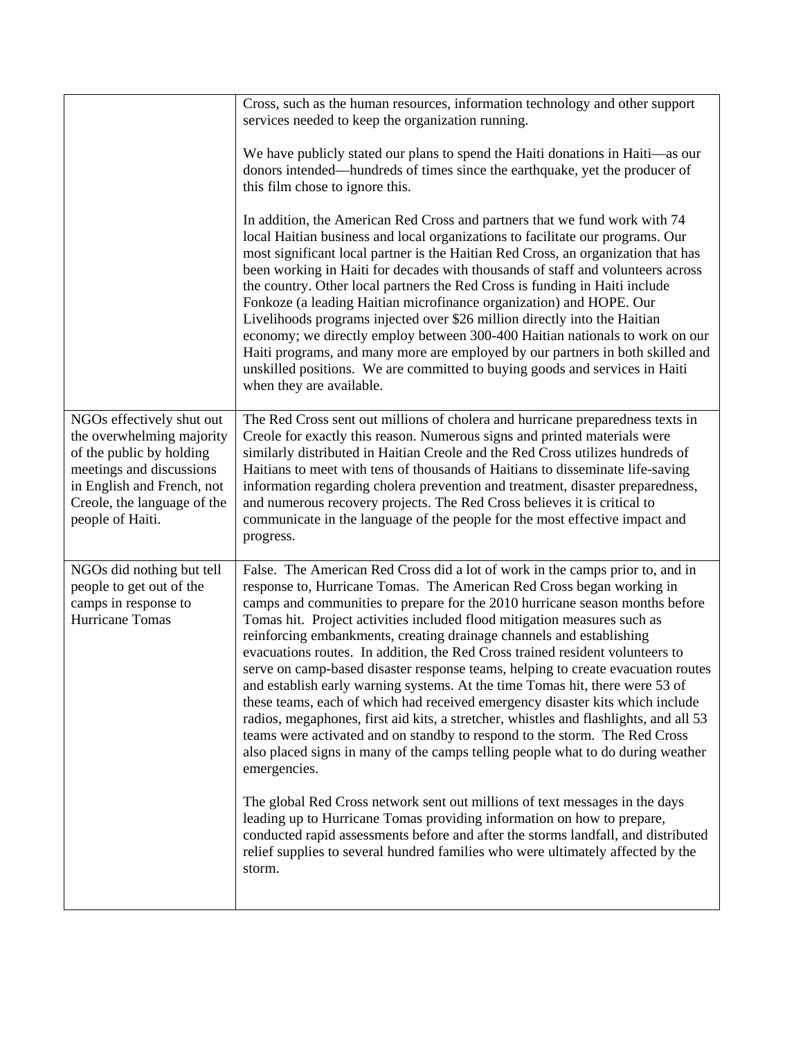| | |
|---|---|
| | Cross, such as the human resources, information technology and other support services needed to keep the organization running.<br><br>We have publicly stated our plans to spend the Haiti donations in Haiti—as our donors intended—hundreds of times since the earthquake, yet the producer of this film chose to ignore this.<br><br>In addition, the American Red Cross and partners that we fund work with 74 local Haitian business and local organizations to facilitate our programs. Our most significant local partner is the Haitian Red Cross, an organization that has been working in Haiti for decades with thousands of staff and volunteers across the country. Other local partners the Red Cross is funding in Haiti include Fonkoze (a leading Haitian microfinance organization) and HOPE. Our Livelihoods programs injected over $26 million directly into the Haitian economy; we directly employ between 300-400 Haitian nationals to work on our Haiti programs, and many more are employed by our partners in both skilled and unskilled positions. We are committed to buying goods and services in Haiti when they are available. |
| NGOs effectively shut out the overwhelming majority of the public by holding meetings and discussions in English and French, not Creole, the language of the people of Haiti. | The Red Cross sent out millions of cholera and hurricane preparedness texts in Creole for exactly this reason. Numerous signs and printed materials were similarly distributed in Haitian Creole and the Red Cross utilizes hundreds of Haitians to meet with tens of thousands of Haitians to disseminate life-saving information regarding cholera prevention and treatment, disaster preparedness, and numerous recovery projects. The Red Cross believes it is critical to communicate in the language of the people for the most effective impact and progress. |
| NGOs did nothing but tell people to get out of the camps in response to Hurricane Tomas | False. The American Red Cross did a lot of work in the camps prior to, and in response to, Hurricane Tomas. The American Red Cross began working in camps and communities to prepare for the 2010 hurricane season months before Tomas hit. Project activities included flood mitigation measures such as reinforcing embankments, creating drainage channels and establishing evacuations routes. In addition, the Red Cross trained resident volunteers to serve on camp-based disaster response teams, helping to create evacuation routes and establish early warning systems. At the time Tomas hit, there were 53 of these teams, each of which had received emergency disaster kits which include radios, megaphones, first aid kits, a stretcher, whistles and flashlights, and all 53 teams were activated and on standby to respond to the storm. The Red Cross also placed signs in many of the camps telling people what to do during weather emergencies.<br><br>The global Red Cross network sent out millions of text messages in the days leading up to Hurricane Tomas providing information on how to prepare, conducted rapid assessments before and after the storms landfall, and distributed relief supplies to several hundred families who were ultimately affected by the storm. |